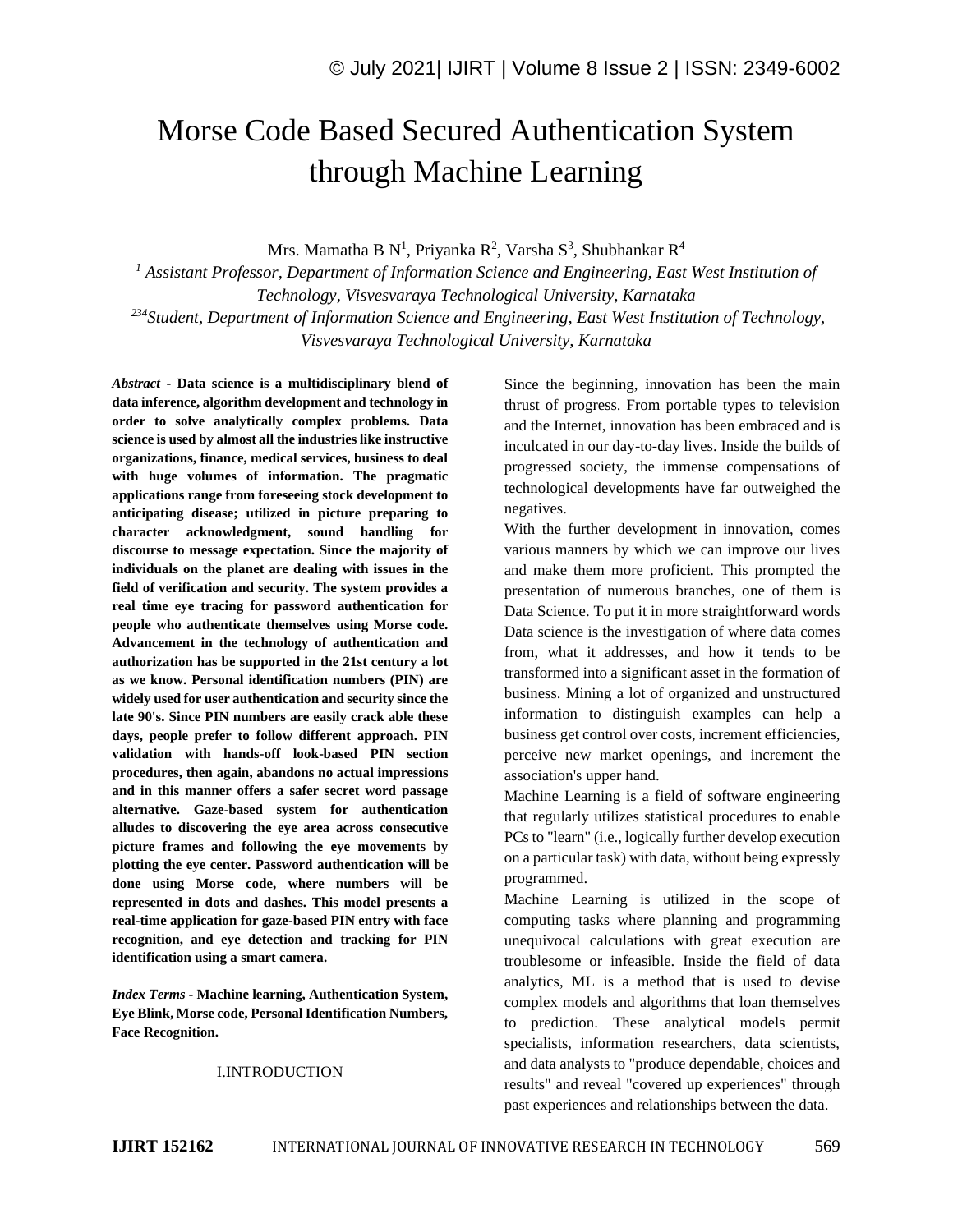# Morse Code Based Secured Authentication System through Machine Learning

Mrs. Mamatha B N[1], Priyanka R[2], Varsha S[3], Shubhankar R[4]

[1] *Assistant Professor, Department of Information Science and Engineering, East West Institution of Technology, Visvesvaraya Technological University, Karnataka*

[234] *Student, Department of Information Science and Engineering, East West Institution of Technology, Visvesvaraya Technological University, Karnataka*

***Abstract*** - **Data science is a multidisciplinary blend of data inference, algorithm development and technology in order to solve analytically complex problems. Data science is used by almost all the industries like instructive organizations, finance, medical services, business to deal with huge volumes of information. The pragmatic applications range from foreseeing stock development to anticipating disease; utilized in picture preparing to character acknowledgment, sound handling for discourse to message expectation. Since the majority of individuals on the planet are dealing with issues in the field of verification and security. The system provides a real time eye tracing for password authentication for people who authenticate themselves using Morse code. Advancement in the technology of authentication and authorization has be supported in the 21st century a lot as we know. Personal identification numbers (PIN) are widely used for user authentication and security since the late 90's. Since PIN numbers are easily crack able these days, people prefer to follow different approach. PIN validation with hands-off look-based PIN section procedures, then again, abandons no actual impressions and in this manner offers a safer secret word passage alternative. Gaze-based system for authentication alludes to discovering the eye area across consecutive picture frames and following the eye movements by plotting the eye center. Password authentication will be done using Morse code, where numbers will be represented in dots and dashes. This model presents a real-time application for gaze-based PIN entry with face recognition, and eye detection and tracking for PIN identification using a smart camera.**

***Index Terms*** - **Machine learning, Authentication System, Eye Blink, Morse code, Personal Identification Numbers, Face Recognition.**

## I.INTRODUCTION

Since the beginning, innovation has been the main thrust of progress. From portable types to television and the Internet, innovation has been embraced and is inculcated in our day-to-day lives. Inside the builds of progressed society, the immense compensations of technological developments have far outweighed the negatives.

With the further development in innovation, comes various manners by which we can improve our lives and make them more proficient. This prompted the presentation of numerous branches, one of them is Data Science. To put it in more straightforward words Data science is the investigation of where data comes from, what it addresses, and how it tends to be transformed into a significant asset in the formation of business. Mining a lot of organized and unstructured information to distinguish examples can help a business get control over costs, increment efficiencies, perceive new market openings, and increment the association's upper hand.

Machine Learning is a field of software engineering that regularly utilizes statistical procedures to enable PCs to "learn" (i.e., logically further develop execution on a particular task) with data, without being expressly programmed.

Machine Learning is utilized in the scope of computing tasks where planning and programming unequivocal calculations with great execution are troublesome or infeasible. Inside the field of data analytics, ML is a method that is used to devise complex models and algorithms that loan themselves to prediction. These analytical models permit specialists, information researchers, data scientists, and data analysts to "produce dependable, choices and results" and reveal "covered up experiences" through past experiences and relationships between the data.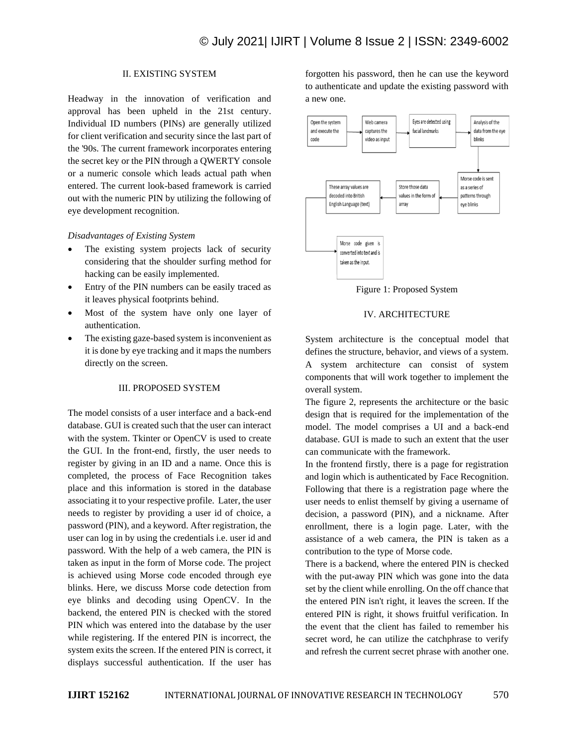## II. EXISTING SYSTEM

Headway in the innovation of verification and approval has been upheld in the 21st century. Individual ID numbers (PINs) are generally utilized for client verification and security since the last part of the '90s. The current framework incorporates entering the secret key or the PIN through a QWERTY console or a numeric console which leads actual path when entered. The current look-based framework is carried out with the numeric PIN by utilizing the following of eye development recognition.

*Disadvantages of Existing System*

- The existing system projects lack of security considering that the shoulder surfing method for hacking can be easily implemented.
- Entry of the PIN numbers can be easily traced as it leaves physical footprints behind.
- Most of the system have only one layer of authentication.
- The existing gaze-based system is inconvenient as it is done by eye tracking and it maps the numbers directly on the screen.

## III. PROPOSED SYSTEM

The model consists of a user interface and a back-end database. GUI is created such that the user can interact with the system. Tkinter or OpenCV is used to create the GUI. In the front-end, firstly, the user needs to register by giving in an ID and a name. Once this is completed, the process of Face Recognition takes place and this information is stored in the database associating it to your respective profile. Later, the user needs to register by providing a user id of choice, a password (PIN), and a keyword. After registration, the user can log in by using the credentials i.e. user id and password. With the help of a web camera, the PIN is taken as input in the form of Morse code. The project is achieved using Morse code encoded through eye blinks. Here, we discuss Morse code detection from eye blinks and decoding using OpenCV. In the backend, the entered PIN is checked with the stored PIN which was entered into the database by the user while registering. If the entered PIN is incorrect, the system exits the screen. If the entered PIN is correct, it displays successful authentication. If the user has forgotten his password, then he can use the keyword to authenticate and update the existing password with a new one.

Open the system and execute the code → Web camera captures the video as input → Eyes are detected using facial landmarks → Analysis of the data from the eye blinks → Morse code is sent as a series of patterns through eye blinks → Store those data values in the form of array → These array values are decoded into British English Language (text) → Morse code given is converted into text and is taken as the input.

Figure 1: Proposed System

## IV. ARCHITECTURE

System architecture is the conceptual model that defines the structure, behavior, and views of a system. A system architecture can consist of system components that will work together to implement the overall system.

The figure 2, represents the architecture or the basic design that is required for the implementation of the model. The model comprises a UI and a back-end database. GUI is made to such an extent that the user can communicate with the framework.

In the frontend firstly, there is a page for registration and login which is authenticated by Face Recognition. Following that there is a registration page where the user needs to enlist themself by giving a username of decision, a password (PIN), and a nickname. After enrollment, there is a login page. Later, with the assistance of a web camera, the PIN is taken as a contribution to the type of Morse code.

There is a backend, where the entered PIN is checked with the put-away PIN which was gone into the data set by the client while enrolling. On the off chance that the entered PIN isn't right, it leaves the screen. If the entered PIN is right, it shows fruitful verification. In the event that the client has failed to remember his secret word, he can utilize the catchphrase to verify and refresh the current secret phrase with another one.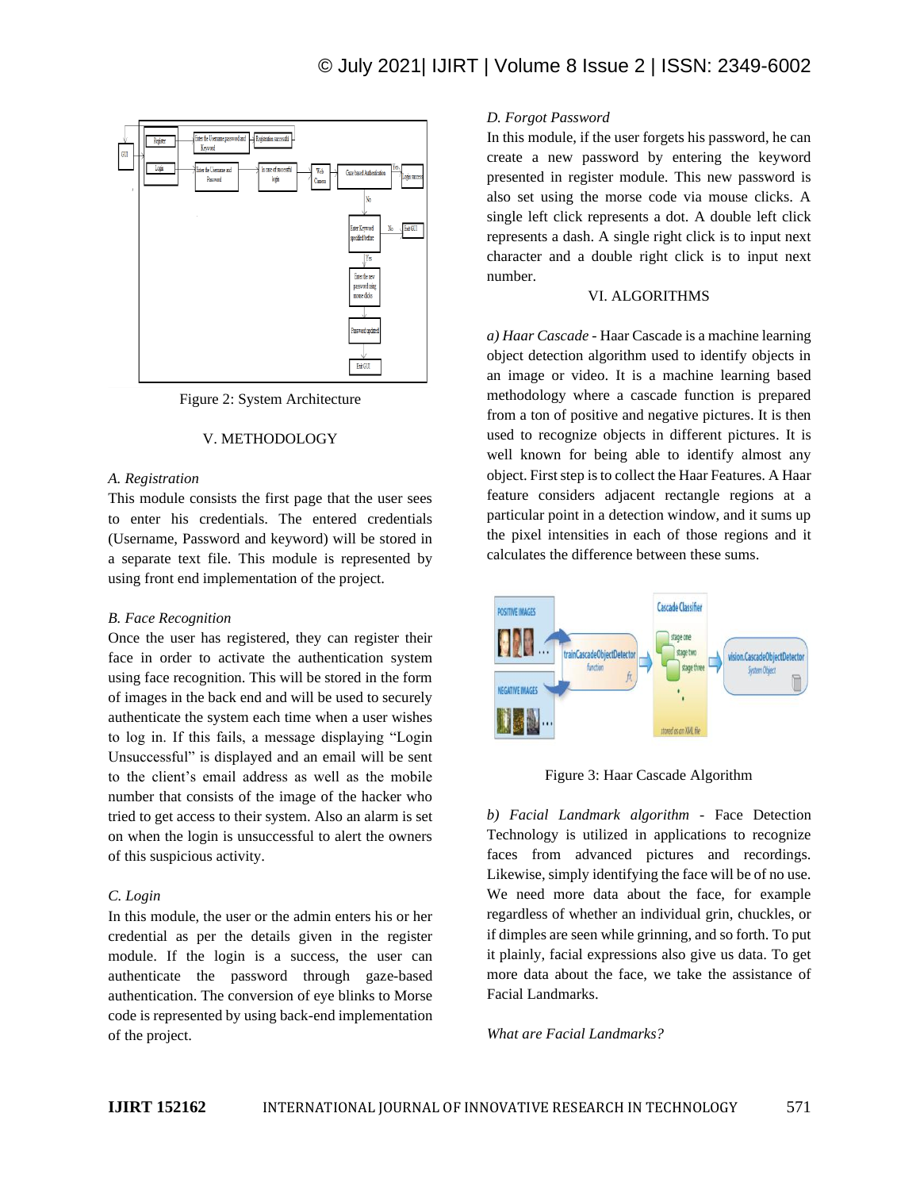Figure 2: System Architecture

## V. METHODOLOGY

### A. Registration

This module consists the first page that the user sees to enter his credentials. The entered credentials (Username, Password and keyword) will be stored in a separate text file. This module is represented by using front end implementation of the project.

### B. Face Recognition

Once the user has registered, they can register their face in order to activate the authentication system using face recognition. This will be stored in the form of images in the back end and will be used to securely authenticate the system each time when a user wishes to log in. If this fails, a message displaying "Login Unsuccessful" is displayed and an email will be sent to the client's email address as well as the mobile number that consists of the image of the hacker who tried to get access to their system. Also an alarm is set on when the login is unsuccessful to alert the owners of this suspicious activity.

### C. Login

In this module, the user or the admin enters his or her credential as per the details given in the register module. If the login is a success, the user can authenticate the password through gaze-based authentication. The conversion of eye blinks to Morse code is represented by using back-end implementation of the project.

### D. Forgot Password

In this module, if the user forgets his password, he can create a new password by entering the keyword presented in register module. This new password is also set using the morse code via mouse clicks. A single left click represents a dot. A double left click represents a dash. A single right click is to input next character and a double right click is to input next number.

## VI. ALGORITHMS

*a) Haar Cascade* - Haar Cascade is a machine learning object detection algorithm used to identify objects in an image or video. It is a machine learning based methodology where a cascade function is prepared from a ton of positive and negative pictures. It is then used to recognize objects in different pictures. It is well known for being able to identify almost any object. First step is to collect the Haar Features. A Haar feature considers adjacent rectangle regions at a particular point in a detection window, and it sums up the pixel intensities in each of those regions and it calculates the difference between these sums.

Figure 3: Haar Cascade Algorithm

*b) Facial Landmark algorithm* - Face Detection Technology is utilized in applications to recognize faces from advanced pictures and recordings. Likewise, simply identifying the face will be of no use. We need more data about the face, for example regardless of whether an individual grin, chuckles, or if dimples are seen while grinning, and so forth. To put it plainly, facial expressions also give us data. To get more data about the face, we take the assistance of Facial Landmarks.

*What are Facial Landmarks?*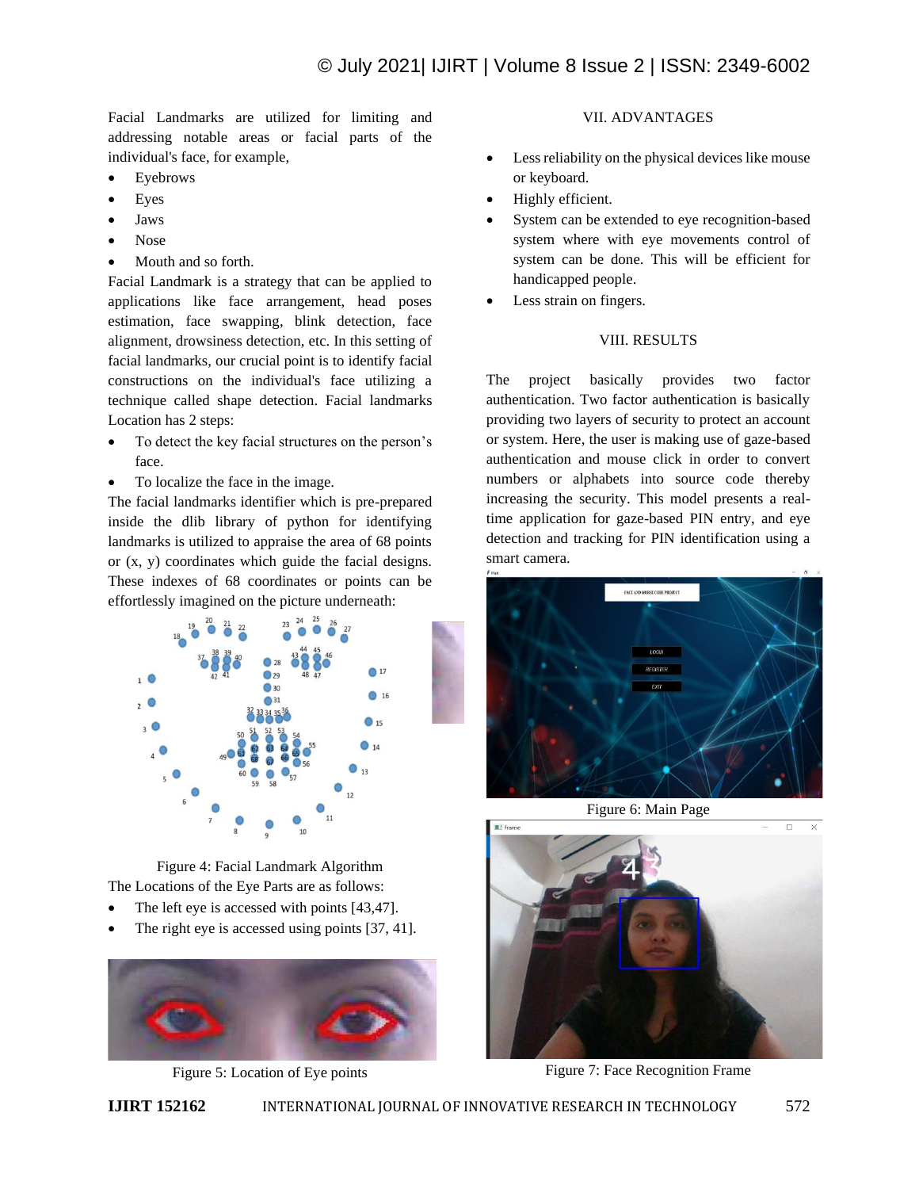Facial Landmarks are utilized for limiting and addressing notable areas or facial parts of the individual's face, for example,

- Eyebrows
- Eyes
- Jaws
- Nose
- Mouth and so forth.

Facial Landmark is a strategy that can be applied to applications like face arrangement, head poses estimation, face swapping, blink detection, face alignment, drowsiness detection, etc. In this setting of facial landmarks, our crucial point is to identify facial constructions on the individual's face utilizing a technique called shape detection. Facial landmarks Location has 2 steps:

- To detect the key facial structures on the person's face.
- To localize the face in the image.

The facial landmarks identifier which is pre-prepared inside the dlib library of python for identifying landmarks is utilized to appraise the area of 68 points or (x, y) coordinates which guide the facial designs. These indexes of 68 coordinates or points can be effortlessly imagined on the picture underneath:

Figure 4: Facial Landmark Algorithm

The Locations of the Eye Parts are as follows:

- The left eye is accessed with points [43,47].
- The right eye is accessed using points [37, 41].

Figure 5: Location of Eye points

## VII. ADVANTAGES

- Less reliability on the physical devices like mouse or keyboard.
- Highly efficient.
- System can be extended to eye recognition-based system where with eye movements control of system can be done. This will be efficient for handicapped people.
- Less strain on fingers.

## VIII. RESULTS

The project basically provides two factor authentication. Two factor authentication is basically providing two layers of security to protect an account or system. Here, the user is making use of gaze-based authentication and mouse click in order to convert numbers or alphabets into source code thereby increasing the security. This model presents a real-time application for gaze-based PIN entry, and eye detection and tracking for PIN identification using a smart camera.

Figure 6: Main Page

Figure 7: Face Recognition Frame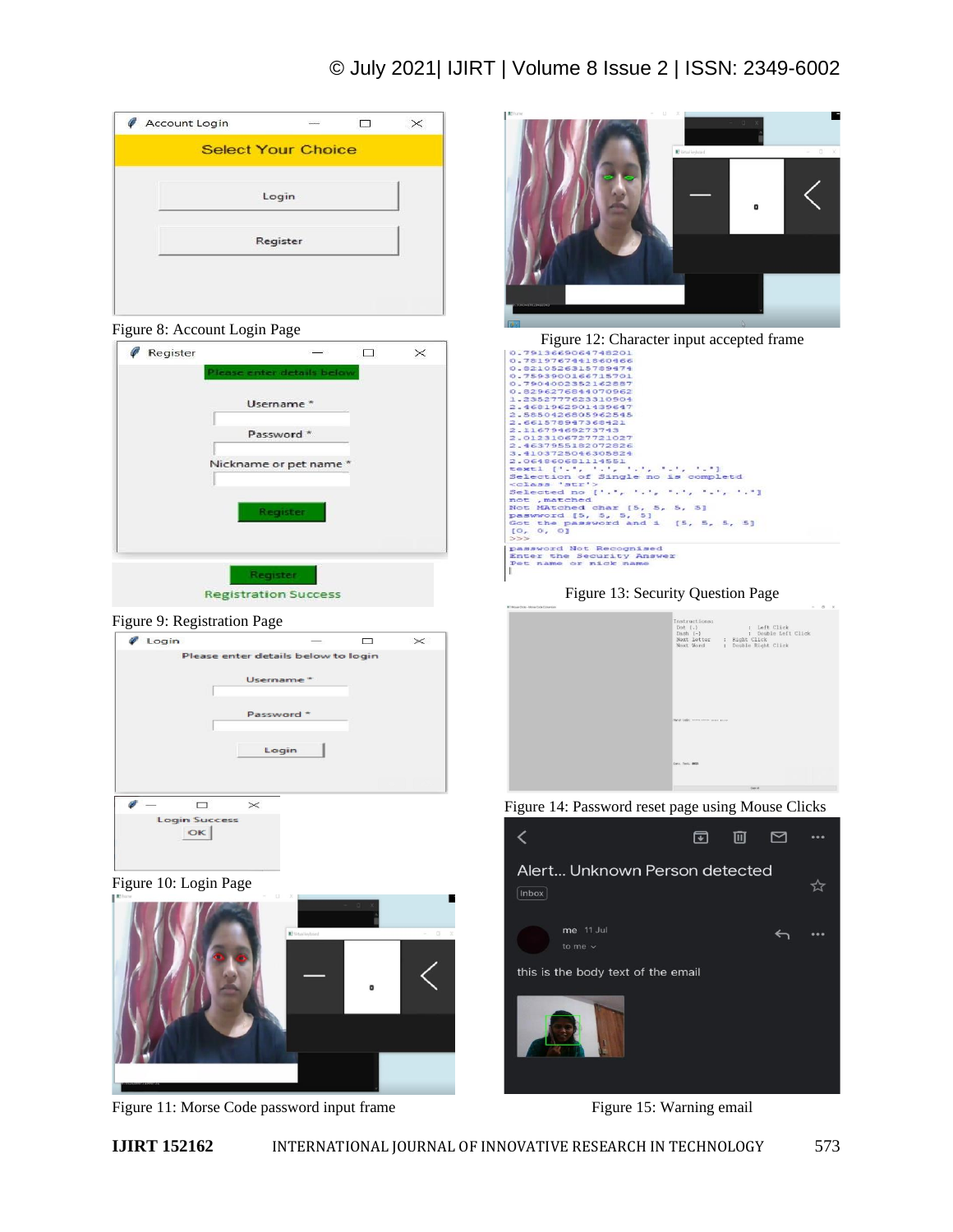Figure 8: Account Login Page

Figure 9: Registration Page

Figure 10: Login Page

Figure 11: Morse Code password input frame

Figure 12: Character input accepted frame

Figure 13: Security Question Page

Figure 14: Password reset page using Mouse Clicks

Figure 15: Warning email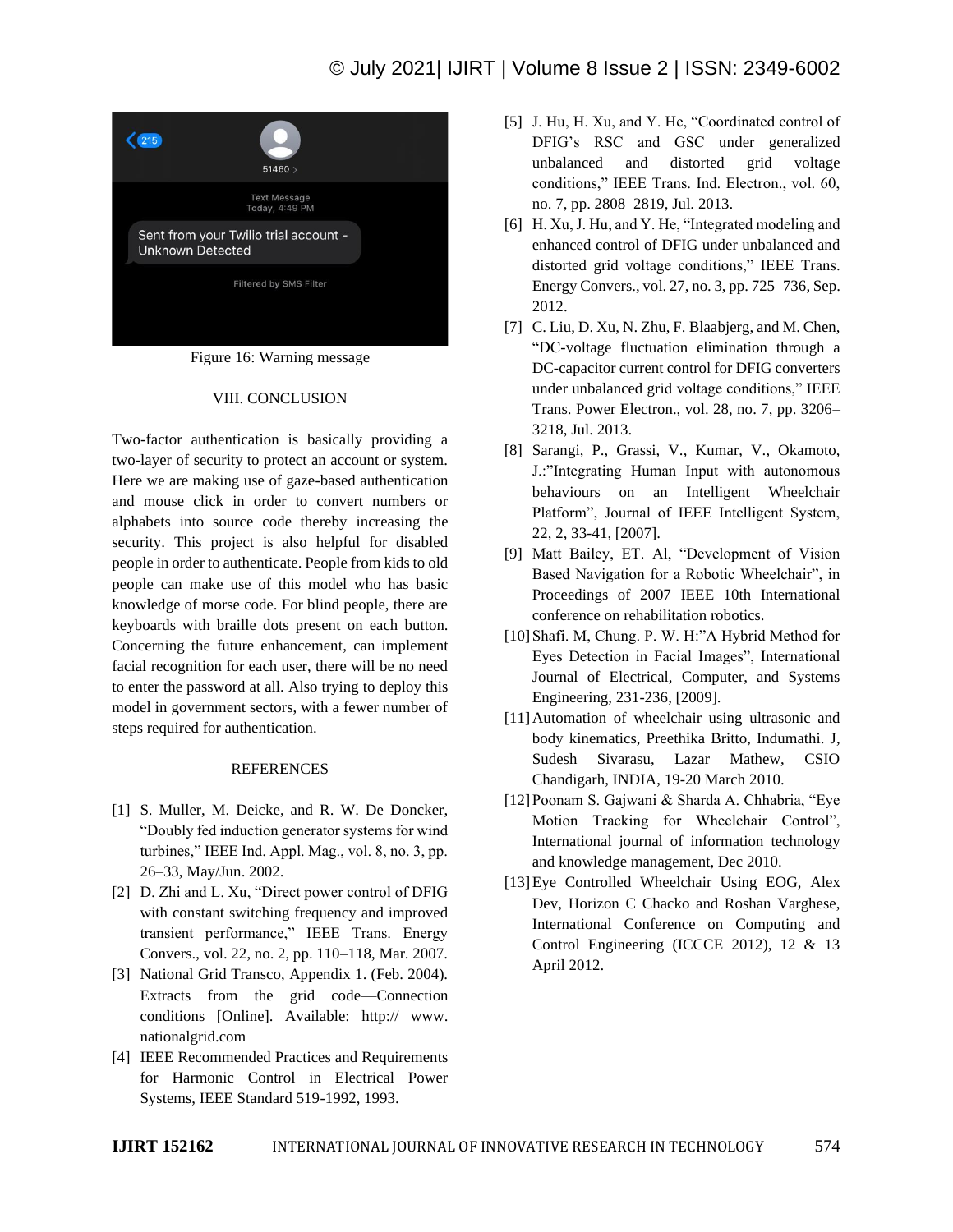Figure 16: Warning message

## VIII. CONCLUSION

Two-factor authentication is basically providing a two-layer of security to protect an account or system. Here we are making use of gaze-based authentication and mouse click in order to convert numbers or alphabets into source code thereby increasing the security. This project is also helpful for disabled people in order to authenticate. People from kids to old people can make use of this model who has basic knowledge of morse code. For blind people, there are keyboards with braille dots present on each button. Concerning the future enhancement, can implement facial recognition for each user, there will be no need to enter the password at all. Also trying to deploy this model in government sectors, with a fewer number of steps required for authentication.

## REFERENCES

[1] S. Muller, M. Deicke, and R. W. De Doncker, "Doubly fed induction generator systems for wind turbines," IEEE Ind. Appl. Mag., vol. 8, no. 3, pp. 26–33, May/Jun. 2002.

[2] D. Zhi and L. Xu, "Direct power control of DFIG with constant switching frequency and improved transient performance," IEEE Trans. Energy Convers., vol. 22, no. 2, pp. 110–118, Mar. 2007.

[3] National Grid Transco, Appendix 1. (Feb. 2004). Extracts from the grid code—Connection conditions [Online]. Available: http:// www. nationalgrid.com

[4] IEEE Recommended Practices and Requirements for Harmonic Control in Electrical Power Systems, IEEE Standard 519-1992, 1993.

[5] J. Hu, H. Xu, and Y. He, "Coordinated control of DFIG's RSC and GSC under generalized unbalanced and distorted grid voltage conditions," IEEE Trans. Ind. Electron., vol. 60, no. 7, pp. 2808–2819, Jul. 2013.

[6] H. Xu, J. Hu, and Y. He, "Integrated modeling and enhanced control of DFIG under unbalanced and distorted grid voltage conditions," IEEE Trans. Energy Convers., vol. 27, no. 3, pp. 725–736, Sep. 2012.

[7] C. Liu, D. Xu, N. Zhu, F. Blaabjerg, and M. Chen, "DC-voltage fluctuation elimination through a DC-capacitor current control for DFIG converters under unbalanced grid voltage conditions," IEEE Trans. Power Electron., vol. 28, no. 7, pp. 3206–3218, Jul. 2013.

[8] Sarangi, P., Grassi, V., Kumar, V., Okamoto, J.:"Integrating Human Input with autonomous behaviours on an Intelligent Wheelchair Platform", Journal of IEEE Intelligent System, 22, 2, 33-41, [2007].

[9] Matt Bailey, ET. Al, "Development of Vision Based Navigation for a Robotic Wheelchair", in Proceedings of 2007 IEEE 10th International conference on rehabilitation robotics.

[10] Shafi. M, Chung. P. W. H:"A Hybrid Method for Eyes Detection in Facial Images", International Journal of Electrical, Computer, and Systems Engineering, 231-236, [2009].

[11] Automation of wheelchair using ultrasonic and body kinematics, Preethika Britto, Indumathi. J, Sudesh Sivarasu, Lazar Mathew, CSIO Chandigarh, INDIA, 19-20 March 2010.

[12] Poonam S. Gajwani & Sharda A. Chhabria, "Eye Motion Tracking for Wheelchair Control", International journal of information technology and knowledge management, Dec 2010.

[13] Eye Controlled Wheelchair Using EOG, Alex Dev, Horizon C Chacko and Roshan Varghese, International Conference on Computing and Control Engineering (ICCCE 2012), 12 & 13 April 2012.